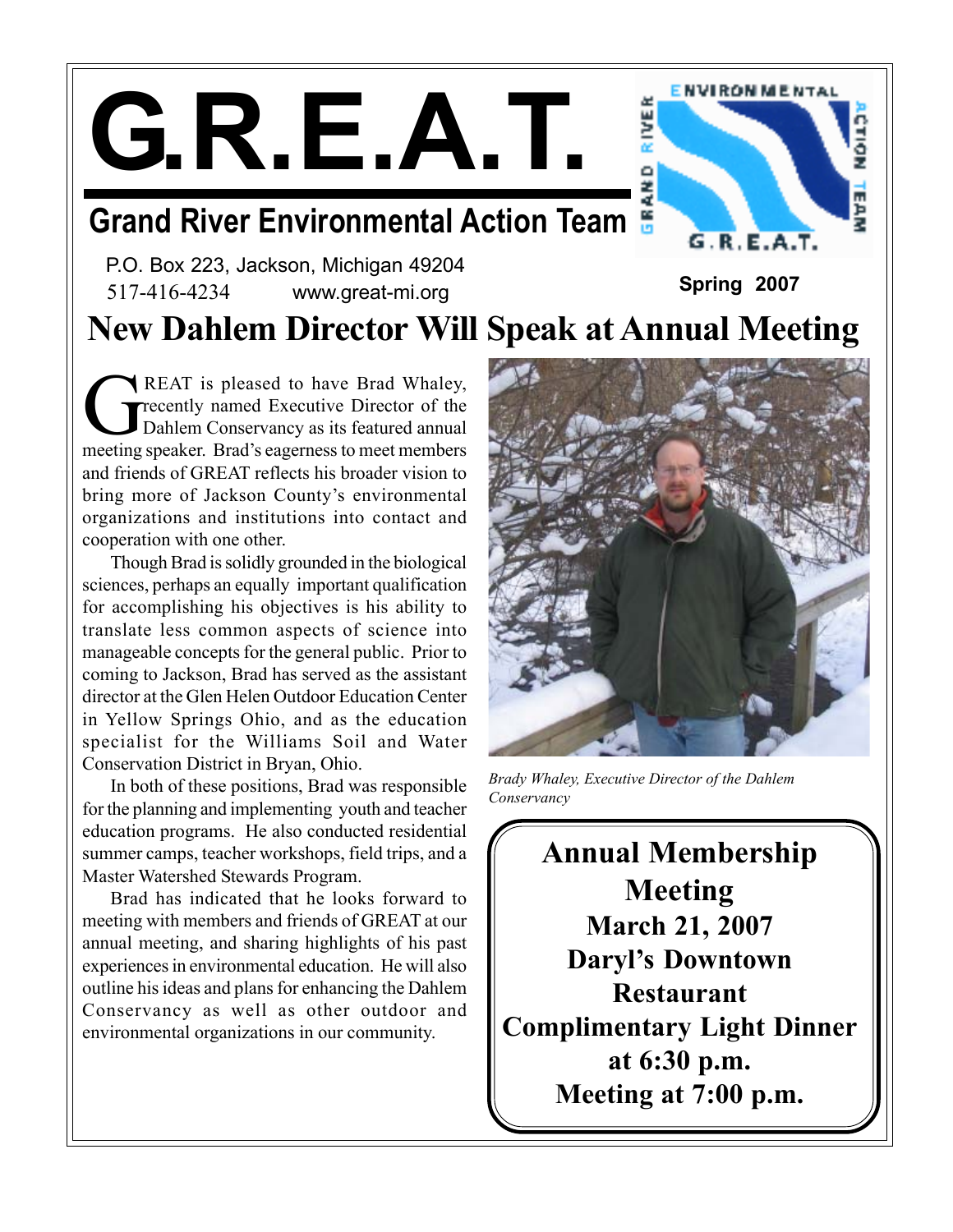# G.R.E.A.T.

## Grand River Environmental Action Team

P.O. Box 223, Jackson, Michigan 49204
517-416-4234 www.great-mi.org

**Spring 2007**

# New Dahlem Director Will Speak at Annual Meeting

GREAT is pleased to have Brad Whaley, recently named Executive Director of the Dahlem Conservancy as its featured annual meeting speaker. Brad's eagerness to meet members and friends of GREAT reflects his broader vision to bring more of Jackson County's environmental organizations and institutions into contact and cooperation with one other.

Though Brad is solidly grounded in the biological sciences, perhaps an equally important qualification for accomplishing his objectives is his ability to translate less common aspects of science into manageable concepts for the general public. Prior to coming to Jackson, Brad has served as the assistant director at the Glen Helen Outdoor Education Center in Yellow Springs Ohio, and as the education specialist for the Williams Soil and Water Conservation District in Bryan, Ohio.

In both of these positions, Brad was responsible for the planning and implementing youth and teacher education programs. He also conducted residential summer camps, teacher workshops, field trips, and a Master Watershed Stewards Program.

Brad has indicated that he looks forward to meeting with members and friends of GREAT at our annual meeting, and sharing highlights of his past experiences in environmental education. He will also outline his ideas and plans for enhancing the Dahlem Conservancy as well as other outdoor and environmental organizations in our community.

*Brady Whaley, Executive Director of the Dahlem Conservancy*

**Annual Membership Meeting**
**March 21, 2007**
**Daryl's Downtown Restaurant**
**Complimentary Light Dinner at 6:30 p.m.**
**Meeting at 7:00 p.m.**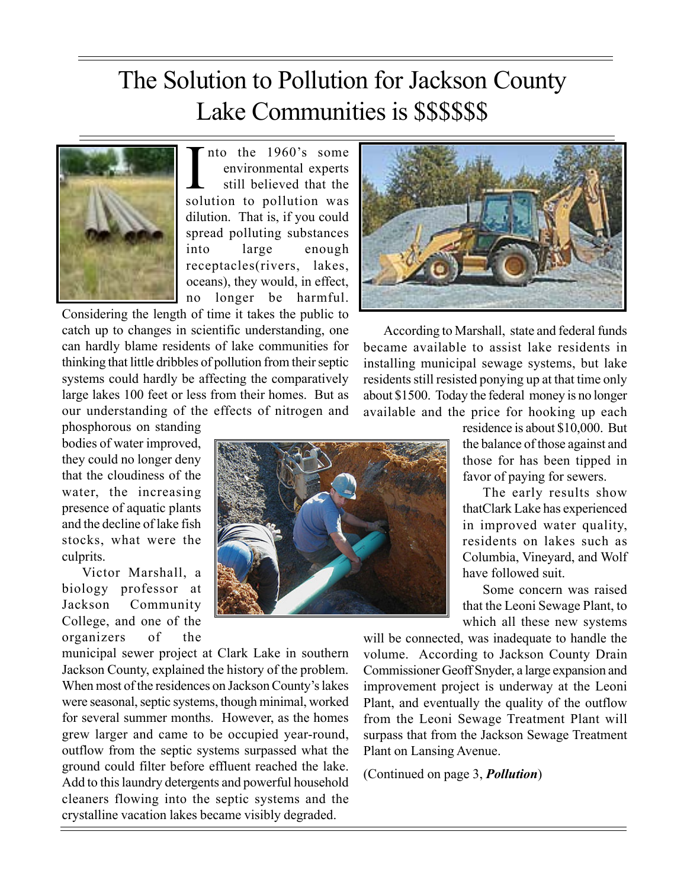# The Solution to Pollution for Jackson County Lake Communities is $$$$$$

Into the 1960's some environmental experts still believed that the solution to pollution was dilution. That is, if you could spread polluting substances into large enough receptacles(rivers, lakes, oceans), they would, in effect, no longer be harmful. Considering the length of time it takes the public to catch up to changes in scientific understanding, one can hardly blame residents of lake communities for thinking that little dribbles of pollution from their septic systems could hardly be affecting the comparatively large lakes 100 feet or less from their homes. But as our understanding of the effects of nitrogen and phosphorous on standing bodies of water improved, they could no longer deny that the cloudiness of the water, the increasing presence of aquatic plants and the decline of lake fish stocks, what were the culprits.

Victor Marshall, a biology professor at Jackson Community College, and one of the organizers of the municipal sewer project at Clark Lake in southern Jackson County, explained the history of the problem. When most of the residences on Jackson County's lakes were seasonal, septic systems, though minimal, worked for several summer months. However, as the homes grew larger and came to be occupied year-round, outflow from the septic systems surpassed what the ground could filter before effluent reached the lake. Add to this laundry detergents and powerful household cleaners flowing into the septic systems and the crystalline vacation lakes became visibly degraded.

According to Marshall, state and federal funds became available to assist lake residents in installing municipal sewage systems, but lake residents still resisted ponying up at that time only about $1500. Today the federal money is no longer available and the price for hooking up each residence is about $10,000. But the balance of those against and those for has been tipped in favor of paying for sewers.

The early results show thatClark Lake has experienced in improved water quality, residents on lakes such as Columbia, Vineyard, and Wolf have followed suit.

Some concern was raised that the Leoni Sewage Plant, to which all these new systems will be connected, was inadequate to handle the volume. According to Jackson County Drain Commissioner Geoff Snyder, a large expansion and improvement project is underway at the Leoni Plant, and eventually the quality of the outflow from the Leoni Sewage Treatment Plant will surpass that from the Jackson Sewage Treatment Plant on Lansing Avenue.

(Continued on page 3, ***Pollution***)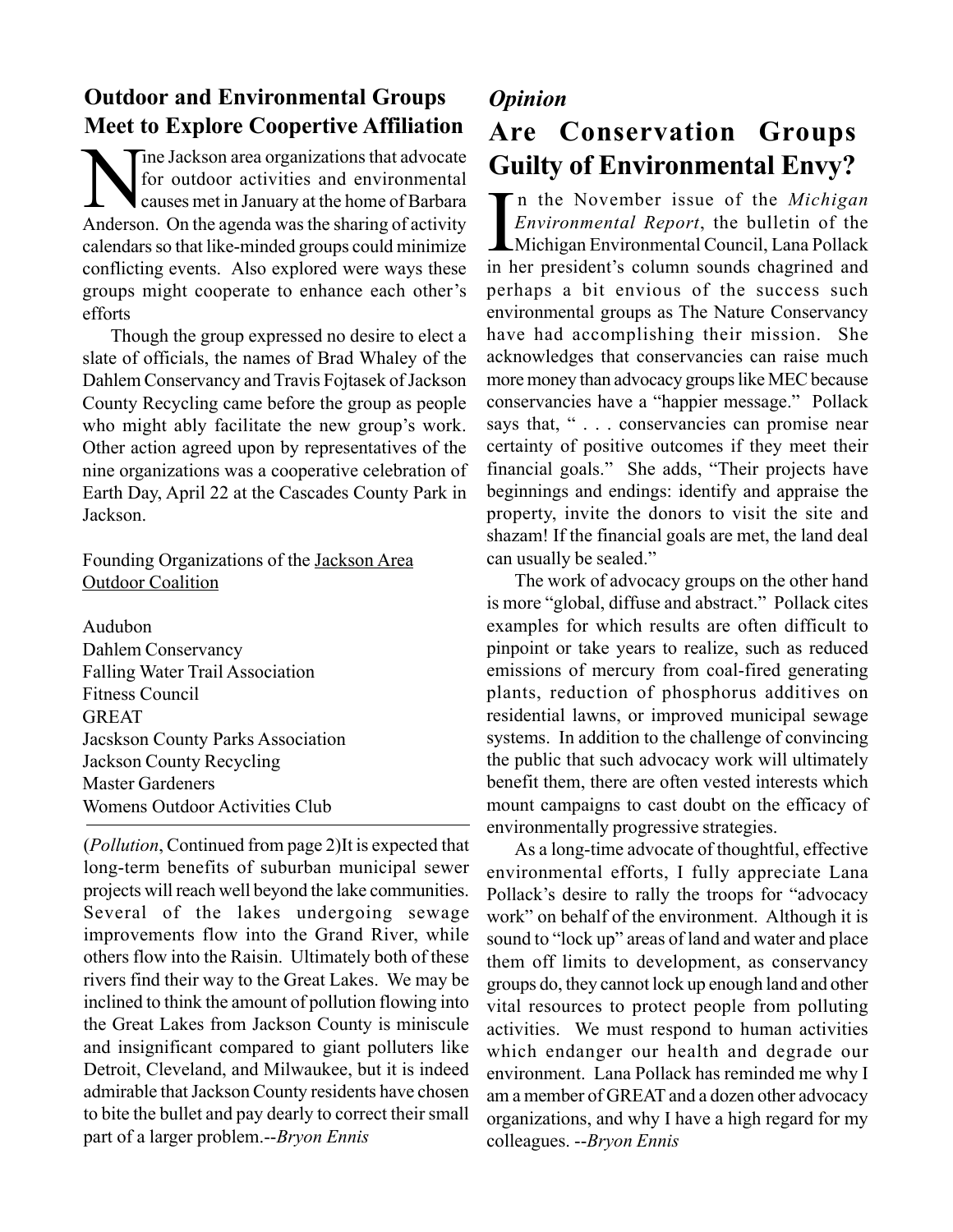## Outdoor and Environmental Groups Meet to Explore Coopertive Affiliation

Nine Jackson area organizations that advocate for outdoor activities and environmental causes met in January at the home of Barbara Anderson. On the agenda was the sharing of activity calendars so that like-minded groups could minimize conflicting events. Also explored were ways these groups might cooperate to enhance each other's efforts

Though the group expressed no desire to elect a slate of officials, the names of Brad Whaley of the Dahlem Conservancy and Travis Fojtasek of Jackson County Recycling came before the group as people who might ably facilitate the new group's work. Other action agreed upon by representatives of the nine organizations was a cooperative celebration of Earth Day, April 22 at the Cascades County Park in Jackson.

Founding Organizations of the <u>Jackson Area Outdoor Coalition</u>

Audubon
Dahlem Conservancy
Falling Water Trail Association
Fitness Council
GREAT
Jacskson County Parks Association
Jackson County Recycling
Master Gardeners
Womens Outdoor Activities Club

---

(*Pollution*, Continued from page 2)It is expected that long-term benefits of suburban municipal sewer projects will reach well beyond the lake communities. Several of the lakes undergoing sewage improvements flow into the Grand River, while others flow into the Raisin. Ultimately both of these rivers find their way to the Great Lakes. We may be inclined to think the amount of pollution flowing into the Great Lakes from Jackson County is miniscule and insignificant compared to giant polluters like Detroit, Cleveland, and Milwaukee, but it is indeed admirable that Jackson County residents have chosen to bite the bullet and pay dearly to correct their small part of a larger problem.--*Bryon Ennis*

### *Opinion*

## Are Conservation Groups Guilty of Environmental Envy?

In the November issue of the *Michigan Environmental Report*, the bulletin of the Michigan Environmental Council, Lana Pollack in her president's column sounds chagrined and perhaps a bit envious of the success such environmental groups as The Nature Conservancy have had accomplishing their mission. She acknowledges that conservancies can raise much more money than advocacy groups like MEC because conservancies have a "happier message." Pollack says that, " . . . conservancies can promise near certainty of positive outcomes if they meet their financial goals." She adds, "Their projects have beginnings and endings: identify and appraise the property, invite the donors to visit the site and shazam! If the financial goals are met, the land deal can usually be sealed."

The work of advocacy groups on the other hand is more "global, diffuse and abstract." Pollack cites examples for which results are often difficult to pinpoint or take years to realize, such as reduced emissions of mercury from coal-fired generating plants, reduction of phosphorus additives on residential lawns, or improved municipal sewage systems. In addition to the challenge of convincing the public that such advocacy work will ultimately benefit them, there are often vested interests which mount campaigns to cast doubt on the efficacy of environmentally progressive strategies.

As a long-time advocate of thoughtful, effective environmental efforts, I fully appreciate Lana Pollack's desire to rally the troops for "advocacy work" on behalf of the environment. Although it is sound to "lock up" areas of land and water and place them off limits to development, as conservancy groups do, they cannot lock up enough land and other vital resources to protect people from polluting activities. We must respond to human activities which endanger our health and degrade our environment. Lana Pollack has reminded me why I am a member of GREAT and a dozen other advocacy organizations, and why I have a high regard for my colleagues. --*Bryon Ennis*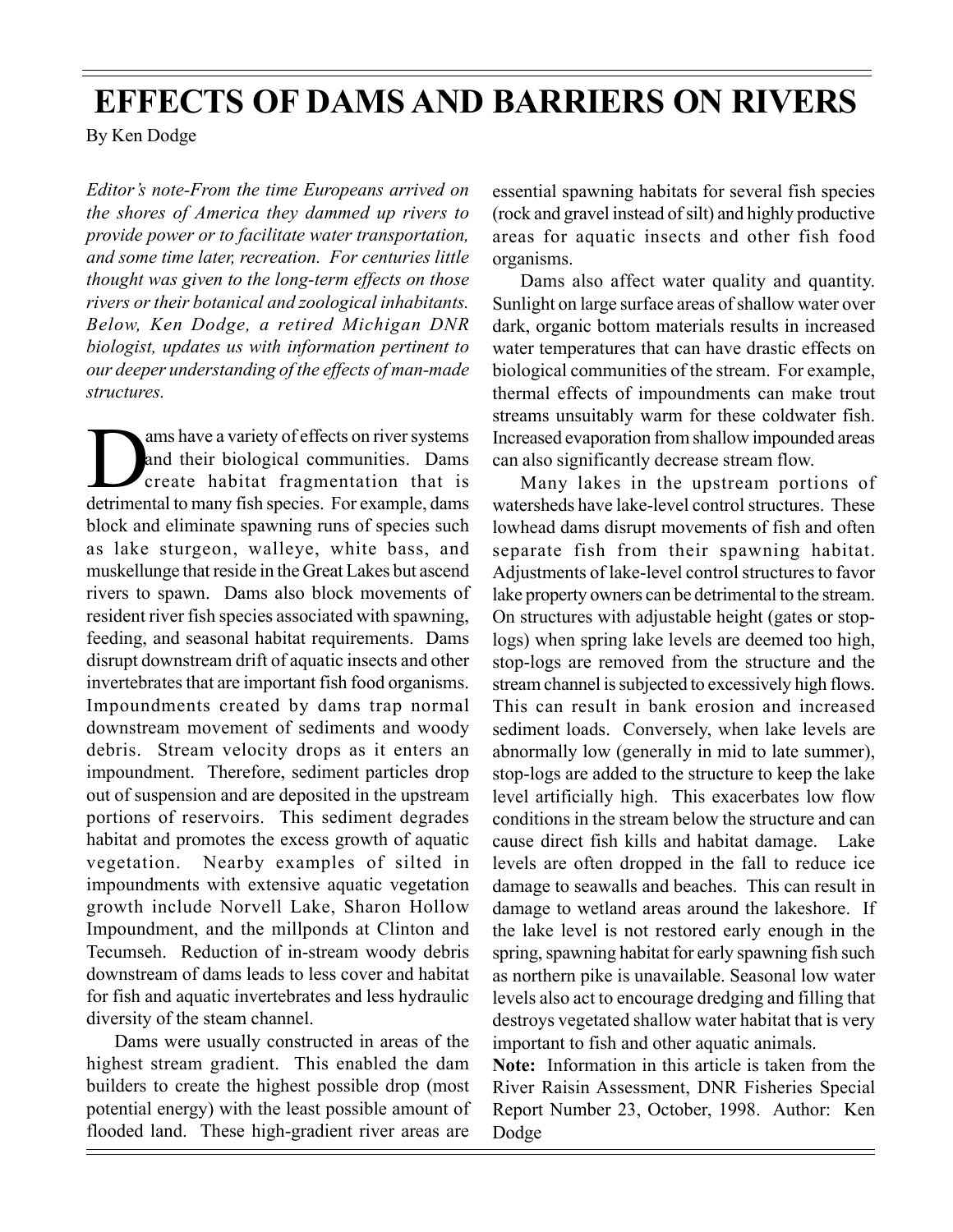# EFFECTS OF DAMS AND BARRIERS ON RIVERS

By Ken Dodge

*Editor's note-From the time Europeans arrived on the shores of America they dammed up rivers to provide power or to facilitate water transportation, and some time later, recreation. For centuries little thought was given to the long-term effects on those rivers or their botanical and zoological inhabitants. Below, Ken Dodge, a retired Michigan DNR biologist, updates us with information pertinent to our deeper understanding of the effects of man-made structures.*

Dams have a variety of effects on river systems and their biological communities. Dams create habitat fragmentation that is detrimental to many fish species. For example, dams block and eliminate spawning runs of species such as lake sturgeon, walleye, white bass, and muskellunge that reside in the Great Lakes but ascend rivers to spawn. Dams also block movements of resident river fish species associated with spawning, feeding, and seasonal habitat requirements. Dams disrupt downstream drift of aquatic insects and other invertebrates that are important fish food organisms. Impoundments created by dams trap normal downstream movement of sediments and woody debris. Stream velocity drops as it enters an impoundment. Therefore, sediment particles drop out of suspension and are deposited in the upstream portions of reservoirs. This sediment degrades habitat and promotes the excess growth of aquatic vegetation. Nearby examples of silted in impoundments with extensive aquatic vegetation growth include Norvell Lake, Sharon Hollow Impoundment, and the millponds at Clinton and Tecumseh. Reduction of in-stream woody debris downstream of dams leads to less cover and habitat for fish and aquatic invertebrates and less hydraulic diversity of the steam channel.

Dams were usually constructed in areas of the highest stream gradient. This enabled the dam builders to create the highest possible drop (most potential energy) with the least possible amount of flooded land. These high-gradient river areas are essential spawning habitats for several fish species (rock and gravel instead of silt) and highly productive areas for aquatic insects and other fish food organisms.

Dams also affect water quality and quantity. Sunlight on large surface areas of shallow water over dark, organic bottom materials results in increased water temperatures that can have drastic effects on biological communities of the stream. For example, thermal effects of impoundments can make trout streams unsuitably warm for these coldwater fish. Increased evaporation from shallow impounded areas can also significantly decrease stream flow.

Many lakes in the upstream portions of watersheds have lake-level control structures. These lowhead dams disrupt movements of fish and often separate fish from their spawning habitat. Adjustments of lake-level control structures to favor lake property owners can be detrimental to the stream. On structures with adjustable height (gates or stop-logs) when spring lake levels are deemed too high, stop-logs are removed from the structure and the stream channel is subjected to excessively high flows. This can result in bank erosion and increased sediment loads. Conversely, when lake levels are abnormally low (generally in mid to late summer), stop-logs are added to the structure to keep the lake level artificially high. This exacerbates low flow conditions in the stream below the structure and can cause direct fish kills and habitat damage. Lake levels are often dropped in the fall to reduce ice damage to seawalls and beaches. This can result in damage to wetland areas around the lakeshore. If the lake level is not restored early enough in the spring, spawning habitat for early spawning fish such as northern pike is unavailable. Seasonal low water levels also act to encourage dredging and filling that destroys vegetated shallow water habitat that is very important to fish and other aquatic animals.

**Note:** Information in this article is taken from the River Raisin Assessment, DNR Fisheries Special Report Number 23, October, 1998. Author: Ken Dodge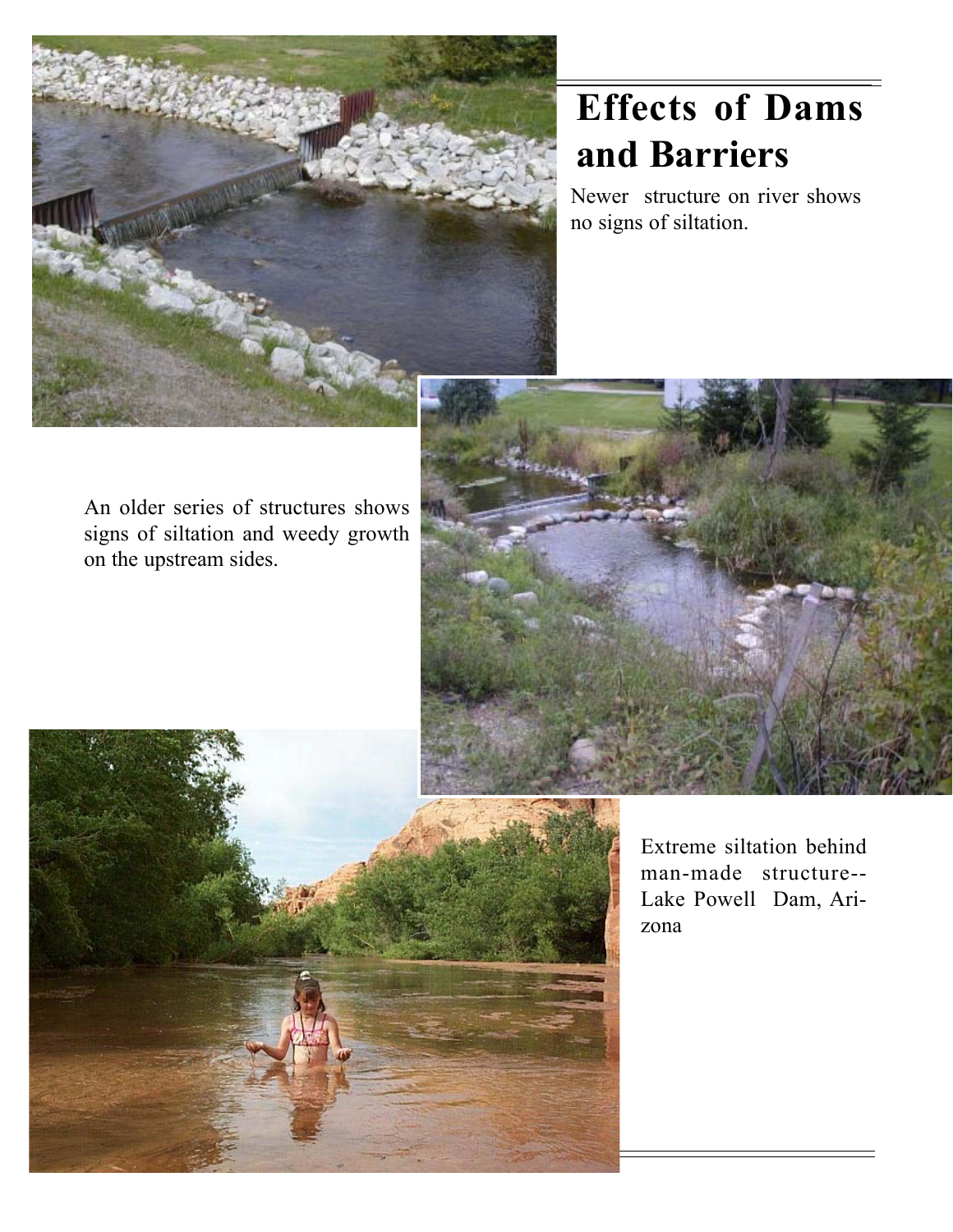# Effects of Dams and Barriers

Newer structure on river shows no signs of siltation.

An older series of structures shows signs of siltation and weedy growth on the upstream sides.

Extreme siltation behind man-made structure-- Lake Powell Dam, Arizona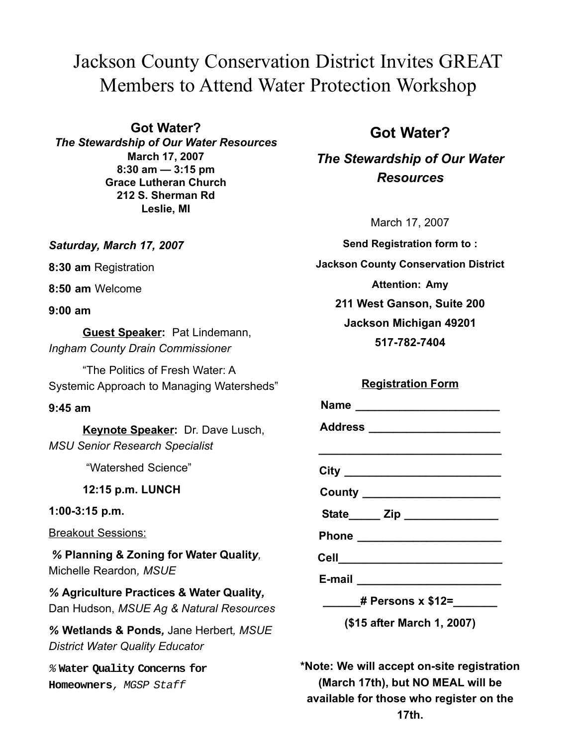# Jackson County Conservation District Invites GREAT Members to Attend Water Protection Workshop

**Got Water?**

***The Stewardship of Our Water Resources***

**March 17, 2007**
**8:30 am — 3:15 pm**
**Grace Lutheran Church**
**212 S. Sherman Rd**
**Leslie, MI**

***Saturday, March 17, 2007***

**8:30 am** Registration

**8:50 am** Welcome

**9:00 am**

**Guest Speaker:** Pat Lindemann, *Ingham County Drain Commissioner*

"The Politics of Fresh Water: A Systemic Approach to Managing Watersheds"

**9:45 am**

**Keynote Speaker:** Dr. Dave Lusch, *MSU Senior Research Specialist*

"Watershed Science"

**12:15 p.m. LUNCH**

**1:00-3:15 p.m.**

Breakout Sessions:

- **Planning & Zoning for Water Quality***,* Michelle Reardon*, MSUE*
- **Agriculture Practices & Water Quality,** Dan Hudson, *MSUE Ag & Natural Resources*
- **Wetlands & Ponds,** Jane Herbert*, MSUE District Water Quality Educator*
- **Water Quality Concerns for Homeowners***, MGSP Staff*

## Got Water?

### *The Stewardship of Our Water Resources*

March 17, 2007

**Send Registration form to :**

**Jackson County Conservation District**

**Attention: Amy**

**211 West Ganson, Suite 200**

**Jackson Michigan 49201**

**517-782-7404**

**Registration Form**

**Name** ______________________

**Address** ____________________

______________________________

**City** _______________________

**County** _____________________

**State**_____ **Zip** ______________

**Phone** ______________________

**Cell**_________________________

**E-mail** ______________________

______**# Persons x $12=**_______

**($15 after March 1, 2007)**

**\*Note: We will accept on-site registration (March 17th), but NO MEAL will be available for those who register on the 17th.**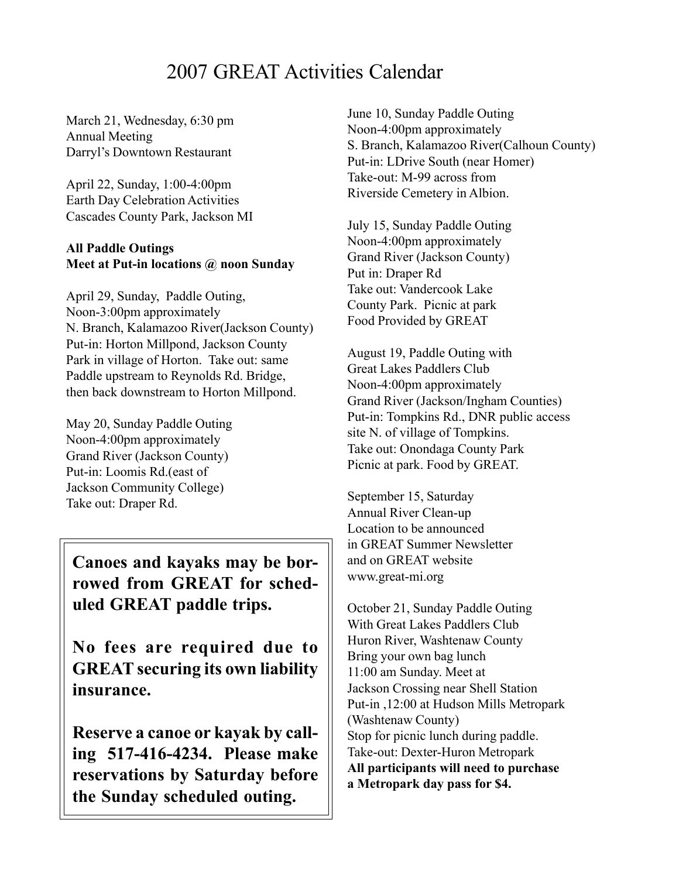# 2007 GREAT Activities Calendar

March 21, Wednesday, 6:30 pm
Annual Meeting
Darryl's Downtown Restaurant

April 22, Sunday, 1:00-4:00pm
Earth Day Celebration Activities
Cascades County Park, Jackson MI

**All Paddle Outings**
**Meet at Put-in locations @ noon Sunday**

April 29, Sunday, Paddle Outing,
Noon-3:00pm approximately
N. Branch, Kalamazoo River(Jackson County)
Put-in: Horton Millpond, Jackson County Park in village of Horton. Take out: same
Paddle upstream to Reynolds Rd. Bridge, then back downstream to Horton Millpond.

May 20, Sunday Paddle Outing
Noon-4:00pm approximately
Grand River (Jackson County)
Put-in: Loomis Rd.(east of Jackson Community College)
Take out: Draper Rd.

**Canoes and kayaks may be borrowed from GREAT for scheduled GREAT paddle trips.**

**No fees are required due to GREAT securing its own liability insurance.**

**Reserve a canoe or kayak by calling 517-416-4234. Please make reservations by Saturday before the Sunday scheduled outing.**

June 10, Sunday Paddle Outing
Noon-4:00pm approximately
S. Branch, Kalamazoo River(Calhoun County)
Put-in: LDrive South (near Homer)
Take-out: M-99 across from Riverside Cemetery in Albion.

July 15, Sunday Paddle Outing
Noon-4:00pm approximately
Grand River (Jackson County)
Put in: Draper Rd
Take out: Vandercook Lake County Park. Picnic at park
Food Provided by GREAT

August 19, Paddle Outing with Great Lakes Paddlers Club
Noon-4:00pm approximately
Grand River (Jackson/Ingham Counties)
Put-in: Tompkins Rd., DNR public access site N. of village of Tompkins.
Take out: Onondaga County Park
Picnic at park. Food by GREAT.

September 15, Saturday
Annual River Clean-up
Location to be announced in GREAT Summer Newsletter and on GREAT website www.great-mi.org

October 21, Sunday Paddle Outing
With Great Lakes Paddlers Club
Huron River, Washtenaw County
Bring your own bag lunch
11:00 am Sunday. Meet at Jackson Crossing near Shell Station
Put-in ,12:00 at Hudson Mills Metropark (Washtenaw County)
Stop for picnic lunch during paddle.
Take-out: Dexter-Huron Metropark
**All participants will need to purchase a Metropark day pass for $4.**